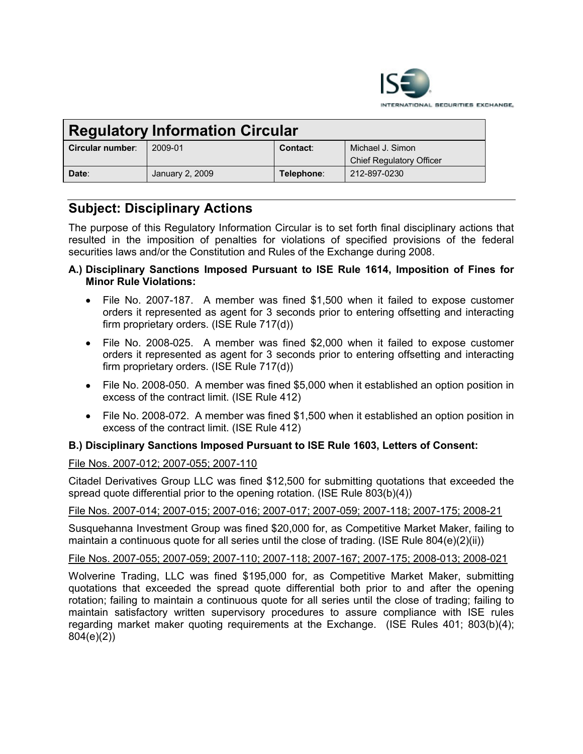# Regulatory Information Circular

| **Circular number**: | 2009-01 | **Contact**: | Michael J. Simon<br>Chief Regulatory Officer |
|---|---|---|---|
| **Date**: | January 2, 2009 | **Telephone**: | 212-897-0230 |

## Subject: Disciplinary Actions

The purpose of this Regulatory Information Circular is to set forth final disciplinary actions that resulted in the imposition of penalties for violations of specified provisions of the federal securities laws and/or the Constitution and Rules of the Exchange during 2008.

**A.) Disciplinary Sanctions Imposed Pursuant to ISE Rule 1614, Imposition of Fines for Minor Rule Violations:**

- File No. 2007-187. A member was fined $1,500 when it failed to expose customer orders it represented as agent for 3 seconds prior to entering offsetting and interacting firm proprietary orders. (ISE Rule 717(d))
- File No. 2008-025. A member was fined $2,000 when it failed to expose customer orders it represented as agent for 3 seconds prior to entering offsetting and interacting firm proprietary orders. (ISE Rule 717(d))
- File No. 2008-050. A member was fined $5,000 when it established an option position in excess of the contract limit. (ISE Rule 412)
- File No. 2008-072. A member was fined $1,500 when it established an option position in excess of the contract limit. (ISE Rule 412)

**B.) Disciplinary Sanctions Imposed Pursuant to ISE Rule 1603, Letters of Consent:**

<u>File Nos. 2007-012; 2007-055; 2007-110</u>

Citadel Derivatives Group LLC was fined $12,500 for submitting quotations that exceeded the spread quote differential prior to the opening rotation. (ISE Rule 803(b)(4))

<u>File Nos. 2007-014; 2007-015; 2007-016; 2007-017; 2007-059; 2007-118; 2007-175; 2008-21</u>

Susquehanna Investment Group was fined $20,000 for, as Competitive Market Maker, failing to maintain a continuous quote for all series until the close of trading. (ISE Rule 804(e)(2)(ii))

<u>File Nos. 2007-055; 2007-059; 2007-110; 2007-118; 2007-167; 2007-175; 2008-013; 2008-021</u>

Wolverine Trading, LLC was fined $195,000 for, as Competitive Market Maker, submitting quotations that exceeded the spread quote differential both prior to and after the opening rotation; failing to maintain a continuous quote for all series until the close of trading; failing to maintain satisfactory written supervisory procedures to assure compliance with ISE rules regarding market maker quoting requirements at the Exchange. (ISE Rules 401; 803(b)(4); 804(e)(2))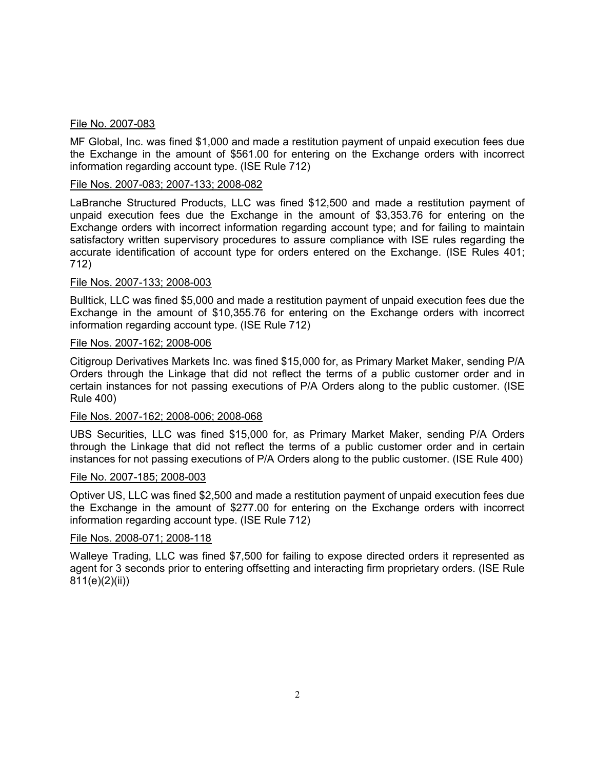File No. 2007-083

MF Global, Inc. was fined $1,000 and made a restitution payment of unpaid execution fees due the Exchange in the amount of $561.00 for entering on the Exchange orders with incorrect information regarding account type. (ISE Rule 712)

File Nos. 2007-083; 2007-133; 2008-082

LaBranche Structured Products, LLC was fined $12,500 and made a restitution payment of unpaid execution fees due the Exchange in the amount of $3,353.76 for entering on the Exchange orders with incorrect information regarding account type; and for failing to maintain satisfactory written supervisory procedures to assure compliance with ISE rules regarding the accurate identification of account type for orders entered on the Exchange. (ISE Rules 401; 712)

File Nos. 2007-133; 2008-003

Bulltick, LLC was fined $5,000 and made a restitution payment of unpaid execution fees due the Exchange in the amount of $10,355.76 for entering on the Exchange orders with incorrect information regarding account type. (ISE Rule 712)

File Nos. 2007-162; 2008-006

Citigroup Derivatives Markets Inc. was fined $15,000 for, as Primary Market Maker, sending P/A Orders through the Linkage that did not reflect the terms of a public customer order and in certain instances for not passing executions of P/A Orders along to the public customer. (ISE Rule 400)

File Nos. 2007-162; 2008-006; 2008-068

UBS Securities, LLC was fined $15,000 for, as Primary Market Maker, sending P/A Orders through the Linkage that did not reflect the terms of a public customer order and in certain instances for not passing executions of P/A Orders along to the public customer. (ISE Rule 400)

File No. 2007-185; 2008-003

Optiver US, LLC was fined $2,500 and made a restitution payment of unpaid execution fees due the Exchange in the amount of $277.00 for entering on the Exchange orders with incorrect information regarding account type. (ISE Rule 712)

File Nos. 2008-071; 2008-118

Walleye Trading, LLC was fined $7,500 for failing to expose directed orders it represented as agent for 3 seconds prior to entering offsetting and interacting firm proprietary orders. (ISE Rule 811(e)(2)(ii))